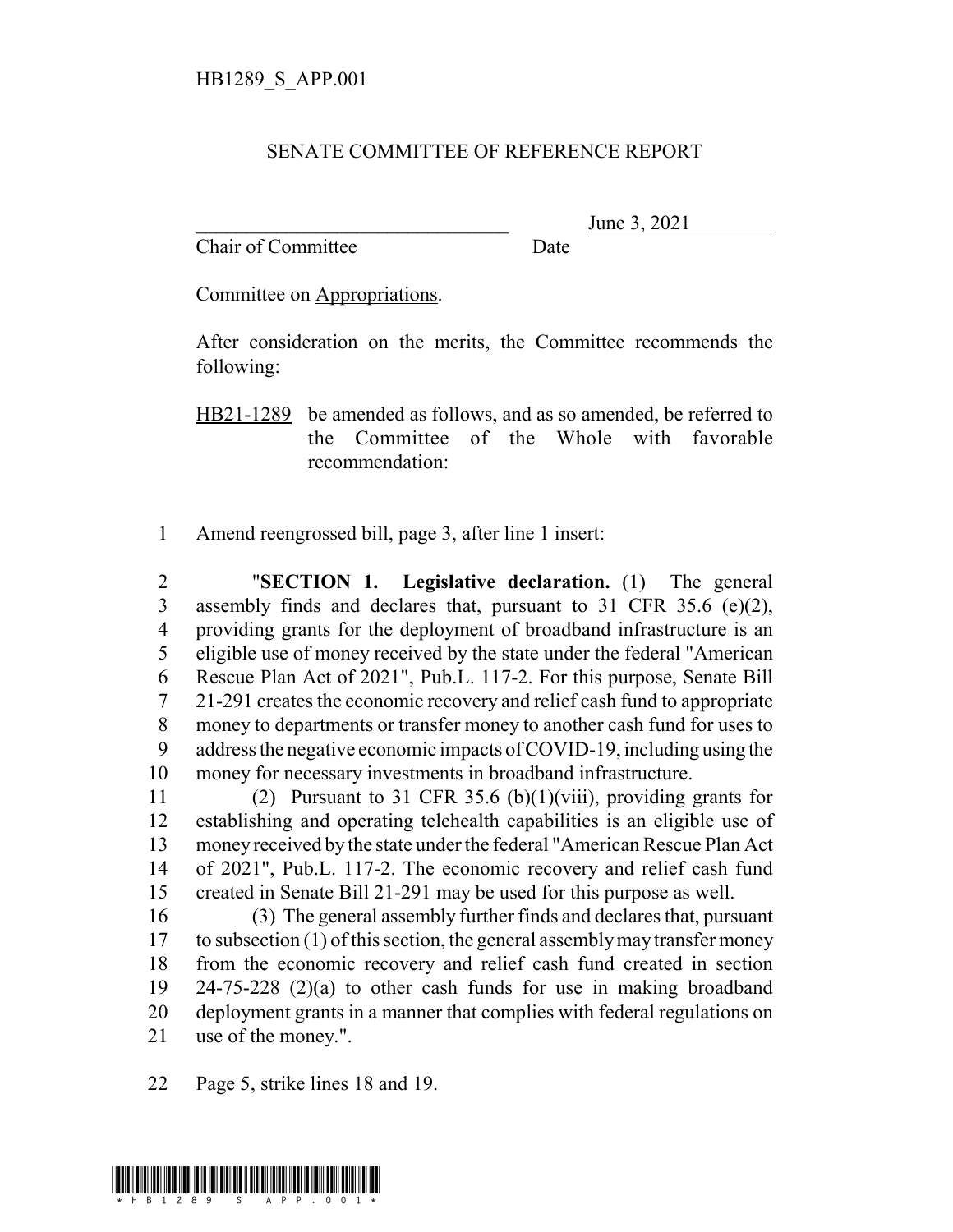HB1289_S_APP.001

# SENATE COMMITTEE OF REFERENCE REPORT

\_\_\_\_\_\_\_\_\_\_\_\_\_\_\_\_\_\_\_\_\_\_\_\_\_\_\_\_\_\_\_\_ June 3, 2021

Chair of Committee Date

Committee on Appropriations.

After consideration on the merits, the Committee recommends the following:

HB21-1289 be amended as follows, and as so amended, be referred to the Committee of the Whole with favorable recommendation:

1 Amend reengrossed bill, page 3, after line 1 insert:

2 "**SECTION 1. Legislative declaration.** (1) The general
3 assembly finds and declares that, pursuant to 31 CFR 35.6 (e)(2),
4 providing grants for the deployment of broadband infrastructure is an
5 eligible use of money received by the state under the federal "American
6 Rescue Plan Act of 2021", Pub.L. 117-2. For this purpose, Senate Bill
7 21-291 creates the economic recovery and relief cash fund to appropriate
8 money to departments or transfer money to another cash fund for uses to
9 address the negative economic impacts of COVID-19, including using the
10 money for necessary investments in broadband infrastructure.

11 (2) Pursuant to 31 CFR 35.6 (b)(1)(viii), providing grants for
12 establishing and operating telehealth capabilities is an eligible use of
13 money received by the state under the federal "American Rescue Plan Act
14 of 2021", Pub.L. 117-2. The economic recovery and relief cash fund
15 created in Senate Bill 21-291 may be used for this purpose as well.

16 (3) The general assembly further finds and declares that, pursuant
17 to subsection (1) of this section, the general assembly may transfer money
18 from the economic recovery and relief cash fund created in section
19 24-75-228 (2)(a) to other cash funds for use in making broadband
20 deployment grants in a manner that complies with federal regulations on
21 use of the money.".

22 Page 5, strike lines 18 and 19.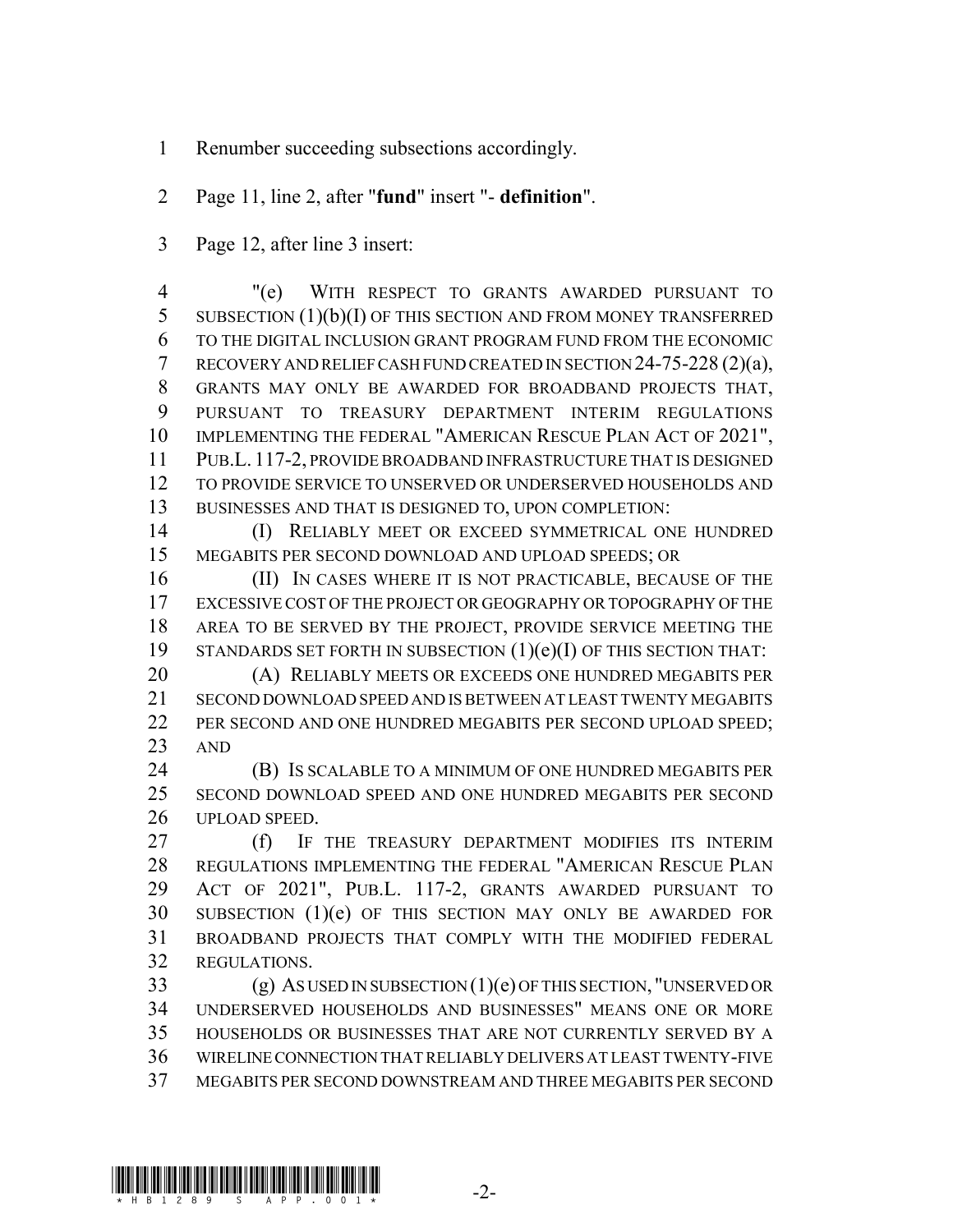Renumber succeeding subsections accordingly.

Page 11, line 2, after "**fund**" insert "- **definition**".

Page 12, after line 3 insert:

"(e) WITH RESPECT TO GRANTS AWARDED PURSUANT TO SUBSECTION (1)(b)(I) OF THIS SECTION AND FROM MONEY TRANSFERRED TO THE DIGITAL INCLUSION GRANT PROGRAM FUND FROM THE ECONOMIC RECOVERY AND RELIEF CASH FUND CREATED IN SECTION 24-75-228 (2)(a), GRANTS MAY ONLY BE AWARDED FOR BROADBAND PROJECTS THAT, PURSUANT TO TREASURY DEPARTMENT INTERIM REGULATIONS IMPLEMENTING THE FEDERAL "AMERICAN RESCUE PLAN ACT OF 2021", PUB.L. 117-2, PROVIDE BROADBAND INFRASTRUCTURE THAT IS DESIGNED TO PROVIDE SERVICE TO UNSERVED OR UNDERSERVED HOUSEHOLDS AND BUSINESSES AND THAT IS DESIGNED TO, UPON COMPLETION:

(I) RELIABLY MEET OR EXCEED SYMMETRICAL ONE HUNDRED MEGABITS PER SECOND DOWNLOAD AND UPLOAD SPEEDS; OR

(II) IN CASES WHERE IT IS NOT PRACTICABLE, BECAUSE OF THE EXCESSIVE COST OF THE PROJECT OR GEOGRAPHY OR TOPOGRAPHY OF THE AREA TO BE SERVED BY THE PROJECT, PROVIDE SERVICE MEETING THE STANDARDS SET FORTH IN SUBSECTION (1)(e)(I) OF THIS SECTION THAT:

(A) RELIABLY MEETS OR EXCEEDS ONE HUNDRED MEGABITS PER SECOND DOWNLOAD SPEED AND IS BETWEEN AT LEAST TWENTY MEGABITS PER SECOND AND ONE HUNDRED MEGABITS PER SECOND UPLOAD SPEED; AND

(B) IS SCALABLE TO A MINIMUM OF ONE HUNDRED MEGABITS PER SECOND DOWNLOAD SPEED AND ONE HUNDRED MEGABITS PER SECOND UPLOAD SPEED.

(f) IF THE TREASURY DEPARTMENT MODIFIES ITS INTERIM REGULATIONS IMPLEMENTING THE FEDERAL "AMERICAN RESCUE PLAN ACT OF 2021", PUB.L. 117-2, GRANTS AWARDED PURSUANT TO SUBSECTION (1)(e) OF THIS SECTION MAY ONLY BE AWARDED FOR BROADBAND PROJECTS THAT COMPLY WITH THE MODIFIED FEDERAL REGULATIONS.

(g) AS USED IN SUBSECTION (1)(e) OF THIS SECTION, "UNSERVED OR UNDERSERVED HOUSEHOLDS AND BUSINESSES" MEANS ONE OR MORE HOUSEHOLDS OR BUSINESSES THAT ARE NOT CURRENTLY SERVED BY A WIRELINE CONNECTION THAT RELIABLY DELIVERS AT LEAST TWENTY-FIVE MEGABITS PER SECOND DOWNSTREAM AND THREE MEGABITS PER SECOND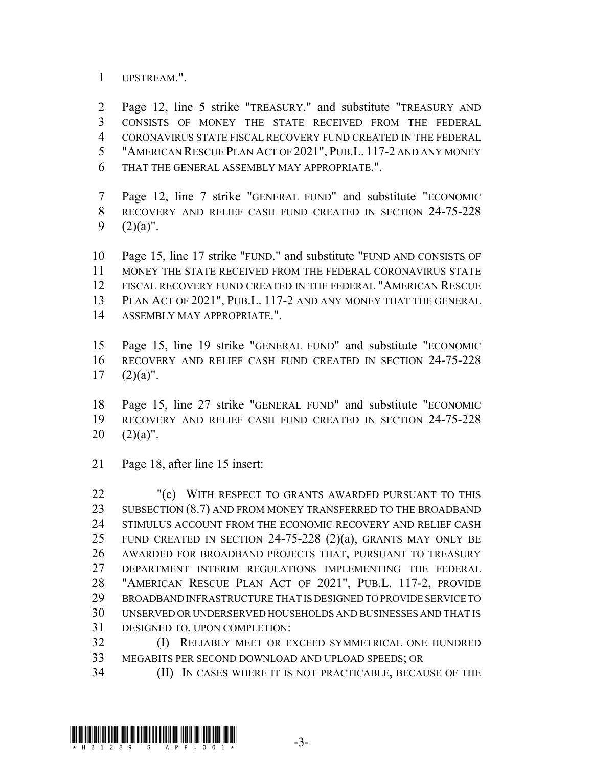UPSTREAM.".

Page 12, line 5 strike "TREASURY." and substitute "TREASURY AND CONSISTS OF MONEY THE STATE RECEIVED FROM THE FEDERAL CORONAVIRUS STATE FISCAL RECOVERY FUND CREATED IN THE FEDERAL "AMERICAN RESCUE PLAN ACT OF 2021", PUB.L. 117-2 AND ANY MONEY THAT THE GENERAL ASSEMBLY MAY APPROPRIATE.".

Page 12, line 7 strike "GENERAL FUND" and substitute "ECONOMIC RECOVERY AND RELIEF CASH FUND CREATED IN SECTION 24-75-228 (2)(a)".

Page 15, line 17 strike "FUND." and substitute "FUND AND CONSISTS OF MONEY THE STATE RECEIVED FROM THE FEDERAL CORONAVIRUS STATE FISCAL RECOVERY FUND CREATED IN THE FEDERAL "AMERICAN RESCUE PLAN ACT OF 2021", PUB.L. 117-2 AND ANY MONEY THAT THE GENERAL ASSEMBLY MAY APPROPRIATE.".

Page 15, line 19 strike "GENERAL FUND" and substitute "ECONOMIC RECOVERY AND RELIEF CASH FUND CREATED IN SECTION 24-75-228 (2)(a)".

Page 15, line 27 strike "GENERAL FUND" and substitute "ECONOMIC RECOVERY AND RELIEF CASH FUND CREATED IN SECTION 24-75-228 (2)(a)".

Page 18, after line 15 insert:

"(e) WITH RESPECT TO GRANTS AWARDED PURSUANT TO THIS SUBSECTION (8.7) AND FROM MONEY TRANSFERRED TO THE BROADBAND STIMULUS ACCOUNT FROM THE ECONOMIC RECOVERY AND RELIEF CASH FUND CREATED IN SECTION 24-75-228 (2)(a), GRANTS MAY ONLY BE AWARDED FOR BROADBAND PROJECTS THAT, PURSUANT TO TREASURY DEPARTMENT INTERIM REGULATIONS IMPLEMENTING THE FEDERAL "AMERICAN RESCUE PLAN ACT OF 2021", PUB.L. 117-2, PROVIDE BROADBAND INFRASTRUCTURE THAT IS DESIGNED TO PROVIDE SERVICE TO UNSERVED OR UNDERSERVED HOUSEHOLDS AND BUSINESSES AND THAT IS DESIGNED TO, UPON COMPLETION:

(I) RELIABLY MEET OR EXCEED SYMMETRICAL ONE HUNDRED MEGABITS PER SECOND DOWNLOAD AND UPLOAD SPEEDS; OR

(II) IN CASES WHERE IT IS NOT PRACTICABLE, BECAUSE OF THE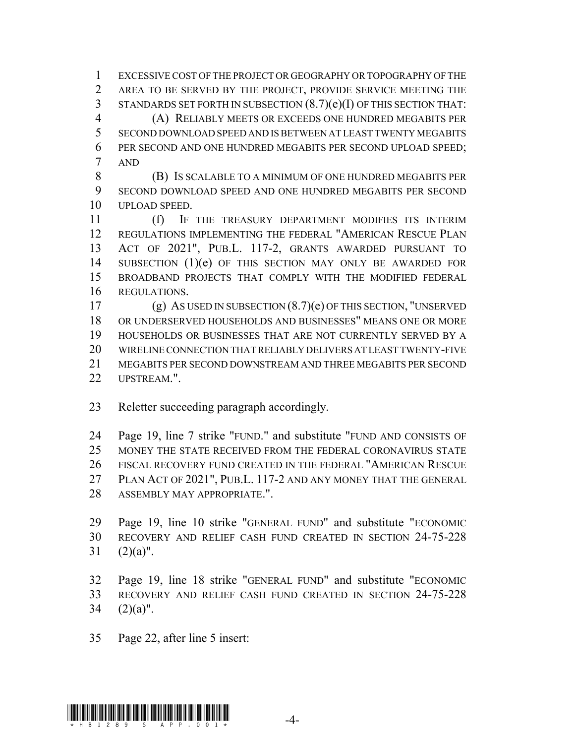EXCESSIVE COST OF THE PROJECT OR GEOGRAPHY OR TOPOGRAPHY OF THE AREA TO BE SERVED BY THE PROJECT, PROVIDE SERVICE MEETING THE STANDARDS SET FORTH IN SUBSECTION (8.7)(e)(I) OF THIS SECTION THAT:

(A) RELIABLY MEETS OR EXCEEDS ONE HUNDRED MEGABITS PER SECOND DOWNLOAD SPEED AND IS BETWEEN AT LEAST TWENTY MEGABITS PER SECOND AND ONE HUNDRED MEGABITS PER SECOND UPLOAD SPEED; AND

(B) IS SCALABLE TO A MINIMUM OF ONE HUNDRED MEGABITS PER SECOND DOWNLOAD SPEED AND ONE HUNDRED MEGABITS PER SECOND UPLOAD SPEED.

(f) IF THE TREASURY DEPARTMENT MODIFIES ITS INTERIM REGULATIONS IMPLEMENTING THE FEDERAL "AMERICAN RESCUE PLAN ACT OF 2021", PUB.L. 117-2, GRANTS AWARDED PURSUANT TO SUBSECTION (1)(e) OF THIS SECTION MAY ONLY BE AWARDED FOR BROADBAND PROJECTS THAT COMPLY WITH THE MODIFIED FEDERAL REGULATIONS.

(g) AS USED IN SUBSECTION (8.7)(e) OF THIS SECTION, "UNSERVED OR UNDERSERVED HOUSEHOLDS AND BUSINESSES" MEANS ONE OR MORE HOUSEHOLDS OR BUSINESSES THAT ARE NOT CURRENTLY SERVED BY A WIRELINE CONNECTION THAT RELIABLY DELIVERS AT LEAST TWENTY-FIVE MEGABITS PER SECOND DOWNSTREAM AND THREE MEGABITS PER SECOND UPSTREAM.".

Reletter succeeding paragraph accordingly.

Page 19, line 7 strike "FUND." and substitute "FUND AND CONSISTS OF MONEY THE STATE RECEIVED FROM THE FEDERAL CORONAVIRUS STATE FISCAL RECOVERY FUND CREATED IN THE FEDERAL "AMERICAN RESCUE PLAN ACT OF 2021", PUB.L. 117-2 AND ANY MONEY THAT THE GENERAL ASSEMBLY MAY APPROPRIATE.".

Page 19, line 10 strike "GENERAL FUND" and substitute "ECONOMIC RECOVERY AND RELIEF CASH FUND CREATED IN SECTION 24-75-228 (2)(a)".

Page 19, line 18 strike "GENERAL FUND" and substitute "ECONOMIC RECOVERY AND RELIEF CASH FUND CREATED IN SECTION 24-75-228 (2)(a)".

Page 22, after line 5 insert: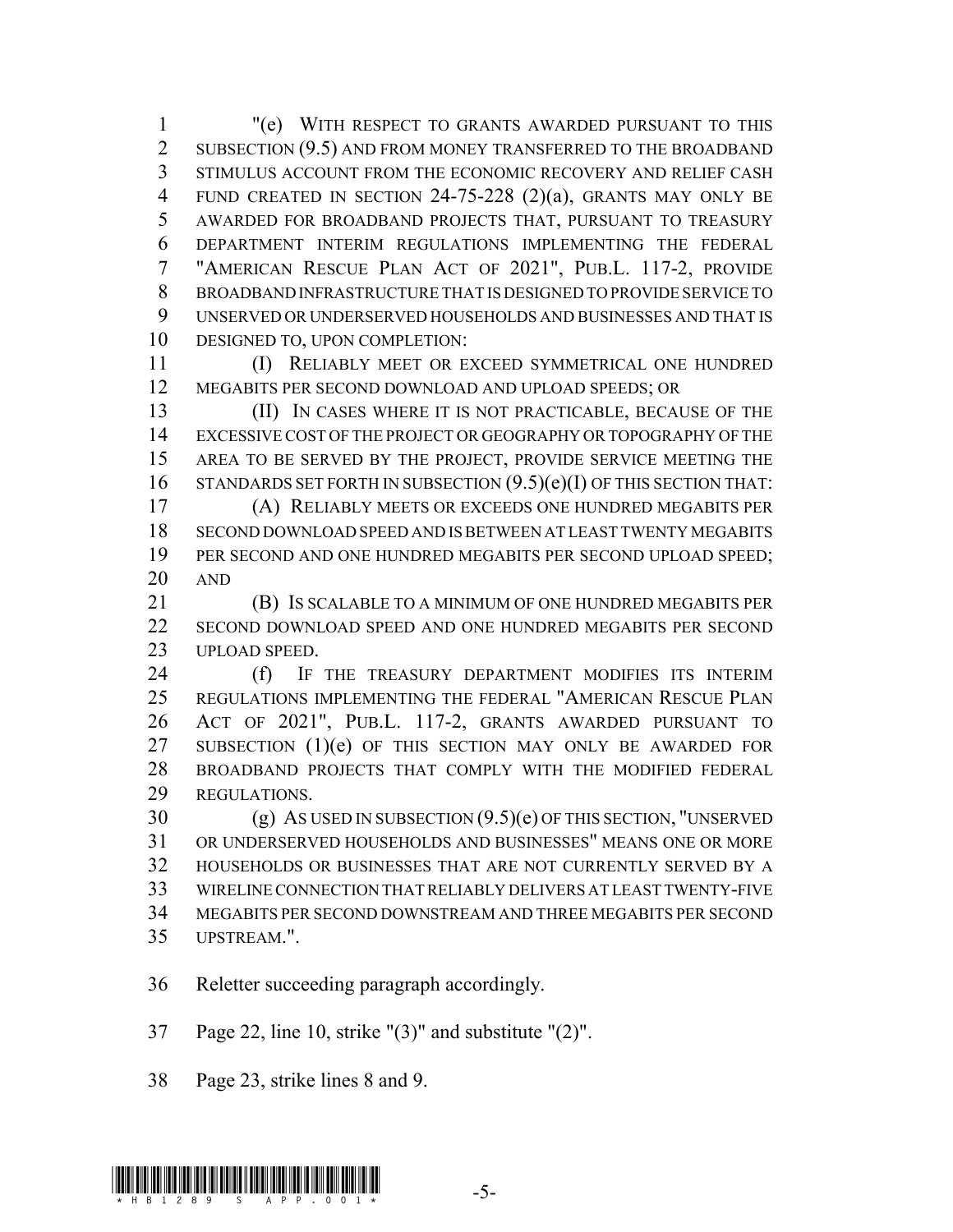"(e) WITH RESPECT TO GRANTS AWARDED PURSUANT TO THIS SUBSECTION (9.5) AND FROM MONEY TRANSFERRED TO THE BROADBAND STIMULUS ACCOUNT FROM THE ECONOMIC RECOVERY AND RELIEF CASH FUND CREATED IN SECTION 24-75-228 (2)(a), GRANTS MAY ONLY BE AWARDED FOR BROADBAND PROJECTS THAT, PURSUANT TO TREASURY DEPARTMENT INTERIM REGULATIONS IMPLEMENTING THE FEDERAL "AMERICAN RESCUE PLAN ACT OF 2021", PUB.L. 117-2, PROVIDE BROADBAND INFRASTRUCTURE THAT IS DESIGNED TO PROVIDE SERVICE TO UNSERVED OR UNDERSERVED HOUSEHOLDS AND BUSINESSES AND THAT IS DESIGNED TO, UPON COMPLETION:

(I) RELIABLY MEET OR EXCEED SYMMETRICAL ONE HUNDRED MEGABITS PER SECOND DOWNLOAD AND UPLOAD SPEEDS; OR

(II) IN CASES WHERE IT IS NOT PRACTICABLE, BECAUSE OF THE EXCESSIVE COST OF THE PROJECT OR GEOGRAPHY OR TOPOGRAPHY OF THE AREA TO BE SERVED BY THE PROJECT, PROVIDE SERVICE MEETING THE STANDARDS SET FORTH IN SUBSECTION (9.5)(e)(I) OF THIS SECTION THAT:

(A) RELIABLY MEETS OR EXCEEDS ONE HUNDRED MEGABITS PER SECOND DOWNLOAD SPEED AND IS BETWEEN AT LEAST TWENTY MEGABITS PER SECOND AND ONE HUNDRED MEGABITS PER SECOND UPLOAD SPEED; AND

(B) IS SCALABLE TO A MINIMUM OF ONE HUNDRED MEGABITS PER SECOND DOWNLOAD SPEED AND ONE HUNDRED MEGABITS PER SECOND UPLOAD SPEED.

(f) IF THE TREASURY DEPARTMENT MODIFIES ITS INTERIM REGULATIONS IMPLEMENTING THE FEDERAL "AMERICAN RESCUE PLAN ACT OF 2021", PUB.L. 117-2, GRANTS AWARDED PURSUANT TO SUBSECTION (1)(e) OF THIS SECTION MAY ONLY BE AWARDED FOR BROADBAND PROJECTS THAT COMPLY WITH THE MODIFIED FEDERAL REGULATIONS.

(g) AS USED IN SUBSECTION (9.5)(e) OF THIS SECTION, "UNSERVED OR UNDERSERVED HOUSEHOLDS AND BUSINESSES" MEANS ONE OR MORE HOUSEHOLDS OR BUSINESSES THAT ARE NOT CURRENTLY SERVED BY A WIRELINE CONNECTION THAT RELIABLY DELIVERS AT LEAST TWENTY-FIVE MEGABITS PER SECOND DOWNSTREAM AND THREE MEGABITS PER SECOND UPSTREAM.".

Reletter succeeding paragraph accordingly.

Page 22, line 10, strike "(3)" and substitute "(2)".

Page 23, strike lines 8 and 9.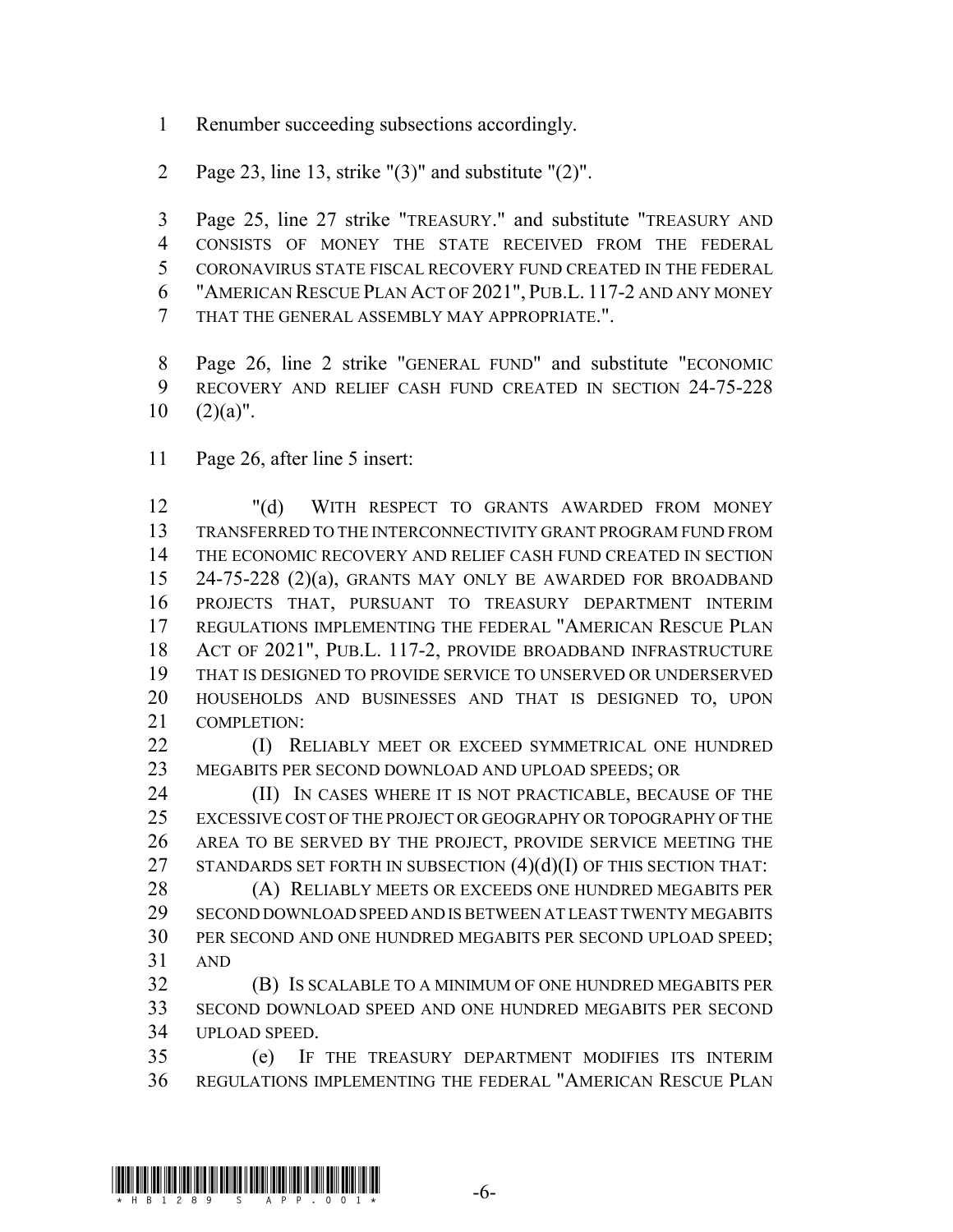Renumber succeeding subsections accordingly.

Page 23, line 13, strike "(3)" and substitute "(2)".

Page 25, line 27 strike "TREASURY." and substitute "TREASURY AND CONSISTS OF MONEY THE STATE RECEIVED FROM THE FEDERAL CORONAVIRUS STATE FISCAL RECOVERY FUND CREATED IN THE FEDERAL "AMERICAN RESCUE PLAN ACT OF 2021", PUB.L. 117-2 AND ANY MONEY THAT THE GENERAL ASSEMBLY MAY APPROPRIATE.".

Page 26, line 2 strike "GENERAL FUND" and substitute "ECONOMIC RECOVERY AND RELIEF CASH FUND CREATED IN SECTION 24-75-228 (2)(a)".

Page 26, after line 5 insert:

"(d) WITH RESPECT TO GRANTS AWARDED FROM MONEY TRANSFERRED TO THE INTERCONNECTIVITY GRANT PROGRAM FUND FROM THE ECONOMIC RECOVERY AND RELIEF CASH FUND CREATED IN SECTION 24-75-228 (2)(a), GRANTS MAY ONLY BE AWARDED FOR BROADBAND PROJECTS THAT, PURSUANT TO TREASURY DEPARTMENT INTERIM REGULATIONS IMPLEMENTING THE FEDERAL "AMERICAN RESCUE PLAN ACT OF 2021", PUB.L. 117-2, PROVIDE BROADBAND INFRASTRUCTURE THAT IS DESIGNED TO PROVIDE SERVICE TO UNSERVED OR UNDERSERVED HOUSEHOLDS AND BUSINESSES AND THAT IS DESIGNED TO, UPON COMPLETION:

(I) RELIABLY MEET OR EXCEED SYMMETRICAL ONE HUNDRED MEGABITS PER SECOND DOWNLOAD AND UPLOAD SPEEDS; OR

(II) IN CASES WHERE IT IS NOT PRACTICABLE, BECAUSE OF THE EXCESSIVE COST OF THE PROJECT OR GEOGRAPHY OR TOPOGRAPHY OF THE AREA TO BE SERVED BY THE PROJECT, PROVIDE SERVICE MEETING THE STANDARDS SET FORTH IN SUBSECTION (4)(d)(I) OF THIS SECTION THAT:

(A) RELIABLY MEETS OR EXCEEDS ONE HUNDRED MEGABITS PER SECOND DOWNLOAD SPEED AND IS BETWEEN AT LEAST TWENTY MEGABITS PER SECOND AND ONE HUNDRED MEGABITS PER SECOND UPLOAD SPEED; AND

(B) IS SCALABLE TO A MINIMUM OF ONE HUNDRED MEGABITS PER SECOND DOWNLOAD SPEED AND ONE HUNDRED MEGABITS PER SECOND UPLOAD SPEED.

(e) IF THE TREASURY DEPARTMENT MODIFIES ITS INTERIM REGULATIONS IMPLEMENTING THE FEDERAL "AMERICAN RESCUE PLAN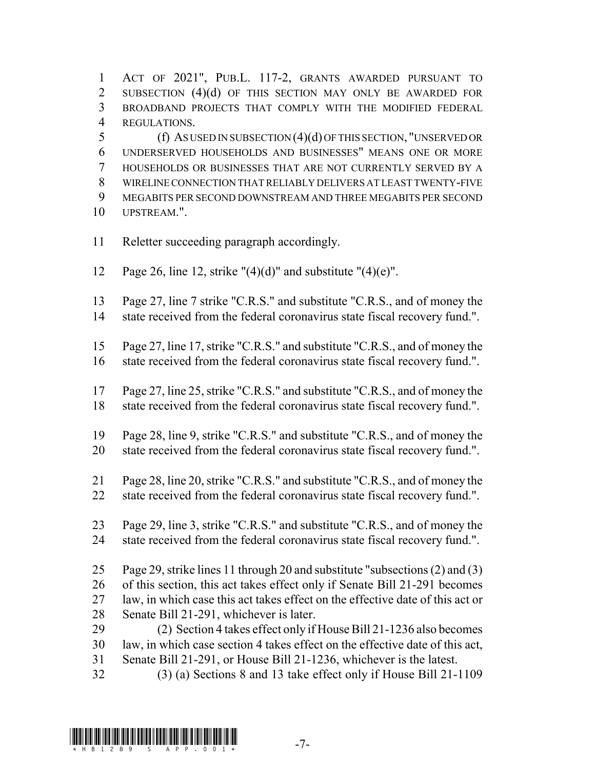ACT OF 2021", PUB.L. 117-2, GRANTS AWARDED PURSUANT TO SUBSECTION (4)(d) OF THIS SECTION MAY ONLY BE AWARDED FOR BROADBAND PROJECTS THAT COMPLY WITH THE MODIFIED FEDERAL REGULATIONS.

(f) AS USED IN SUBSECTION (4)(d) OF THIS SECTION, "UNSERVED OR UNDERSERVED HOUSEHOLDS AND BUSINESSES" MEANS ONE OR MORE HOUSEHOLDS OR BUSINESSES THAT ARE NOT CURRENTLY SERVED BY A WIRELINE CONNECTION THAT RELIABLY DELIVERS AT LEAST TWENTY-FIVE MEGABITS PER SECOND DOWNSTREAM AND THREE MEGABITS PER SECOND UPSTREAM.".

Reletter succeeding paragraph accordingly.

Page 26, line 12, strike "(4)(d)" and substitute "(4)(e)".

Page 27, line 7 strike "C.R.S." and substitute "C.R.S., and of money the state received from the federal coronavirus state fiscal recovery fund.".

Page 27, line 17, strike "C.R.S." and substitute "C.R.S., and of money the state received from the federal coronavirus state fiscal recovery fund.".

Page 27, line 25, strike "C.R.S." and substitute "C.R.S., and of money the state received from the federal coronavirus state fiscal recovery fund.".

Page 28, line 9, strike "C.R.S." and substitute "C.R.S., and of money the state received from the federal coronavirus state fiscal recovery fund.".

Page 28, line 20, strike "C.R.S." and substitute "C.R.S., and of money the state received from the federal coronavirus state fiscal recovery fund.".

Page 29, line 3, strike "C.R.S." and substitute "C.R.S., and of money the state received from the federal coronavirus state fiscal recovery fund.".

Page 29, strike lines 11 through 20 and substitute "subsections (2) and (3) of this section, this act takes effect only if Senate Bill 21-291 becomes law, in which case this act takes effect on the effective date of this act or Senate Bill 21-291, whichever is later.

(2) Section 4 takes effect only if House Bill 21-1236 also becomes law, in which case section 4 takes effect on the effective date of this act, Senate Bill 21-291, or House Bill 21-1236, whichever is the latest.

(3) (a) Sections 8 and 13 take effect only if House Bill 21-1109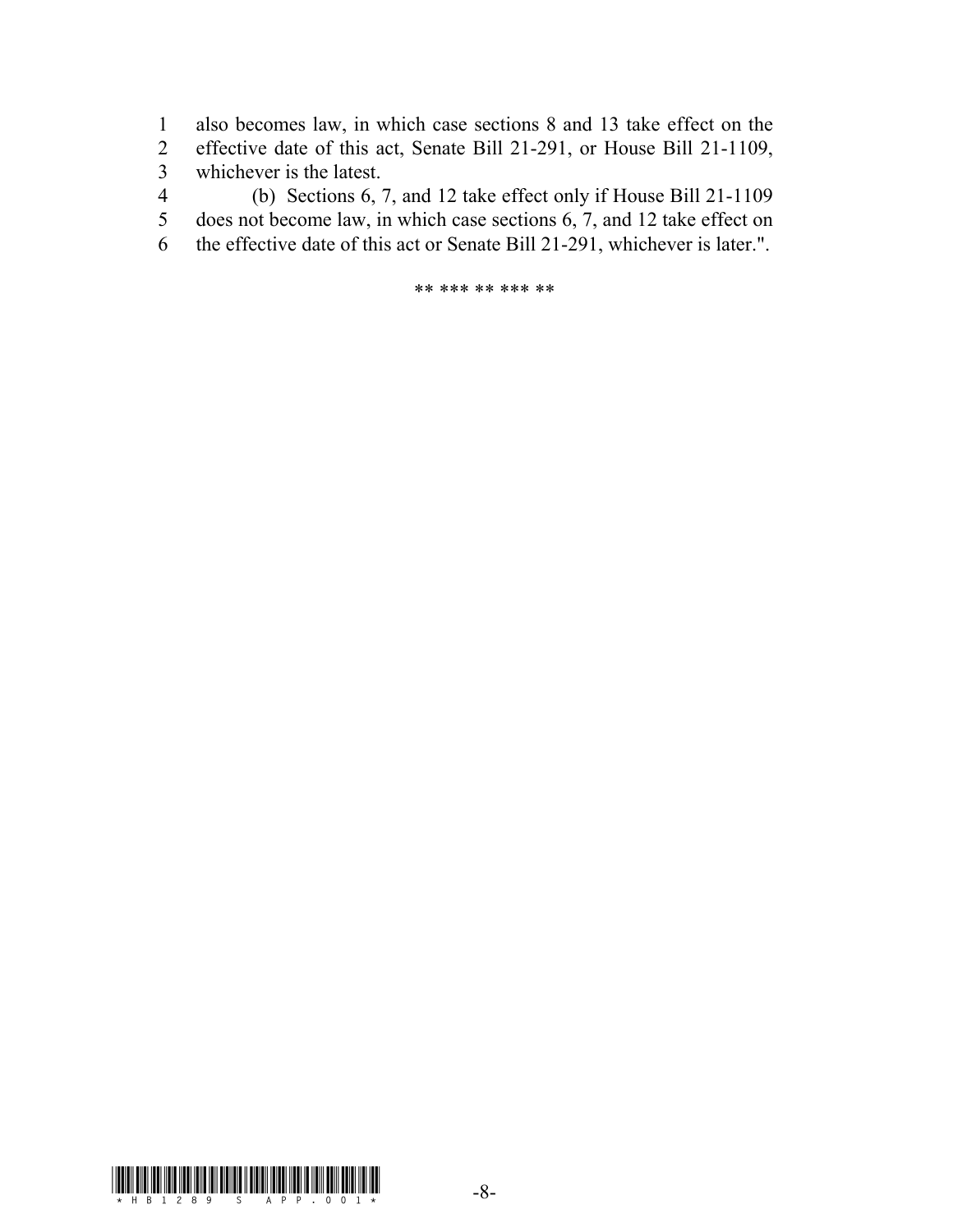also becomes law, in which case sections 8 and 13 take effect on the effective date of this act, Senate Bill 21-291, or House Bill 21-1109, whichever is the latest.

(b) Sections 6, 7, and 12 take effect only if House Bill 21-1109 does not become law, in which case sections 6, 7, and 12 take effect on the effective date of this act or Senate Bill 21-291, whichever is later.".

** *** ** *** **